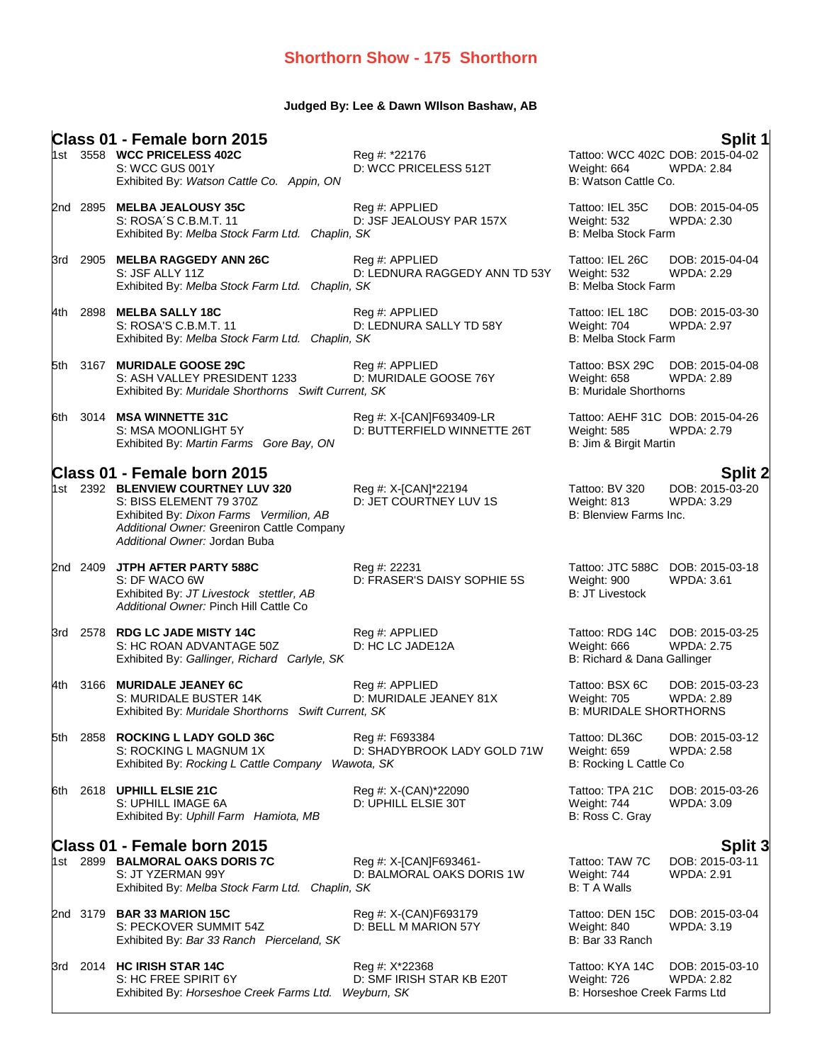# Shorthorn Show - 175 Shorthorn

**Judged By: Lee & Dawn WIlson Bashaw, AB**

## Class 01 - Female born 2015 — Split 1

1st 3558 **WCC PRICELESS 402C** — Reg #: *22176 — Tattoo: WCC 402C — DOB: 2015-04-02
S: WCC GUS 001Y — D: WCC PRICELESS 512T — Weight: 664 — WPDA: 2.84
Exhibited By: *Watson Cattle Co. Appin, ON* — B: Watson Cattle Co.

2nd 2895 **MELBA JEALOUSY 35C** — Reg #: APPLIED — Tattoo: IEL 35C — DOB: 2015-04-05
S: ROSA´S C.B.M.T. 11 — D: JSF JEALOUSY PAR 157X — Weight: 532 — WPDA: 2.30
Exhibited By: *Melba Stock Farm Ltd. Chaplin, SK* — B: Melba Stock Farm

3rd 2905 **MELBA RAGGEDY ANN 26C** — Reg #: APPLIED — Tattoo: IEL 26C — DOB: 2015-04-04
S: JSF ALLY 11Z — D: LEDNURA RAGGEDY ANN TD 53Y — Weight: 532 — WPDA: 2.29
Exhibited By: *Melba Stock Farm Ltd. Chaplin, SK* — B: Melba Stock Farm

4th 2898 **MELBA SALLY 18C** — Reg #: APPLIED — Tattoo: IEL 18C — DOB: 2015-03-30
S: ROSA'S C.B.M.T. 11 — D: LEDNURA SALLY TD 58Y — Weight: 704 — WPDA: 2.97
Exhibited By: *Melba Stock Farm Ltd. Chaplin, SK* — B: Melba Stock Farm

5th 3167 **MURIDALE GOOSE 29C** — Reg #: APPLIED — Tattoo: BSX 29C — DOB: 2015-04-08
S: ASH VALLEY PRESIDENT 1233 — D: MURIDALE GOOSE 76Y — Weight: 658 — WPDA: 2.89
Exhibited By: *Muridale Shorthorns Swift Current, SK* — B: Muridale Shorthorns

6th 3014 **MSA WINNETTE 31C** — Reg #: X-[CAN]F693409-LR — Tattoo: AEHF 31C — DOB: 2015-04-26
S: MSA MOONLIGHT 5Y — D: BUTTERFIELD WINNETTE 26T — Weight: 585 — WPDA: 2.79
Exhibited By: *Martin Farms Gore Bay, ON* — B: Jim & Birgit Martin

## Class 01 - Female born 2015 — Split 2

1st 2392 **BLENVIEW COURTNEY LUV 320** — Reg #: X-[CAN]*22194 — Tattoo: BV 320 — DOB: 2015-03-20
S: BISS ELEMENT 79 370Z — D: JET COURTNEY LUV 1S — Weight: 813 — WPDA: 3.29
Exhibited By: *Dixon Farms Vermilion, AB* — B: Blenview Farms Inc.
*Additional Owner:* Greeniron Cattle Company
*Additional Owner:* Jordan Buba

2nd 2409 **JTPH AFTER PARTY 588C** — Reg #: 22231 — Tattoo: JTC 588C — DOB: 2015-03-18
S: DF WACO 6W — D: FRASER'S DAISY SOPHIE 5S — Weight: 900 — WPDA: 3.61
Exhibited By: *JT Livestock stettler, AB* — B: JT Livestock
*Additional Owner:* Pinch Hill Cattle Co

3rd 2578 **RDG LC JADE MISTY 14C** — Reg #: APPLIED — Tattoo: RDG 14C — DOB: 2015-03-25
S: HC ROAN ADVANTAGE 50Z — D: HC LC JADE12A — Weight: 666 — WPDA: 2.75
Exhibited By: *Gallinger, Richard Carlyle, SK* — B: Richard & Dana Gallinger

4th 3166 **MURIDALE JEANEY 6C** — Reg #: APPLIED — Tattoo: BSX 6C — DOB: 2015-03-23
S: MURIDALE BUSTER 14K — D: MURIDALE JEANEY 81X — Weight: 705 — WPDA: 2.89
Exhibited By: *Muridale Shorthorns Swift Current, SK* — B: MURIDALE SHORTHORNS

5th 2858 **ROCKING L LADY GOLD 36C** — Reg #: F693384 — Tattoo: DL36C — DOB: 2015-03-12
S: ROCKING L MAGNUM 1X — D: SHADYBROOK LADY GOLD 71W — Weight: 659 — WPDA: 2.58
Exhibited By: *Rocking L Cattle Company Wawota, SK* — B: Rocking L Cattle Co

6th 2618 **UPHILL ELSIE 21C** — Reg #: X-(CAN)*22090 — Tattoo: TPA 21C — DOB: 2015-03-26
S: UPHILL IMAGE 6A — D: UPHILL ELSIE 30T — Weight: 744 — WPDA: 3.09
Exhibited By: *Uphill Farm Hamiota, MB* — B: Ross C. Gray

## Class 01 - Female born 2015 — Split 3

1st 2899 **BALMORAL OAKS DORIS 7C** — Reg #: X-[CAN]F693461- — Tattoo: TAW 7C — DOB: 2015-03-11
S: JT YZERMAN 99Y — D: BALMORAL OAKS DORIS 1W — Weight: 744 — WPDA: 2.91
Exhibited By: *Melba Stock Farm Ltd. Chaplin, SK* — B: T A Walls

2nd 3179 **BAR 33 MARION 15C** — Reg #: X-(CAN)F693179 — Tattoo: DEN 15C — DOB: 2015-03-04
S: PECKOVER SUMMIT 54Z — D: BELL M MARION 57Y — Weight: 840 — WPDA: 3.19
Exhibited By: *Bar 33 Ranch Pierceland, SK* — B: Bar 33 Ranch

3rd 2014 **HC IRISH STAR 14C** — Reg #: X*22368 — Tattoo: KYA 14C — DOB: 2015-03-10
S: HC FREE SPIRIT 6Y — D: SMF IRISH STAR KB E20T — Weight: 726 — WPDA: 2.82
Exhibited By: *Horseshoe Creek Farms Ltd. Weyburn, SK* — B: Horseshoe Creek Farms Ltd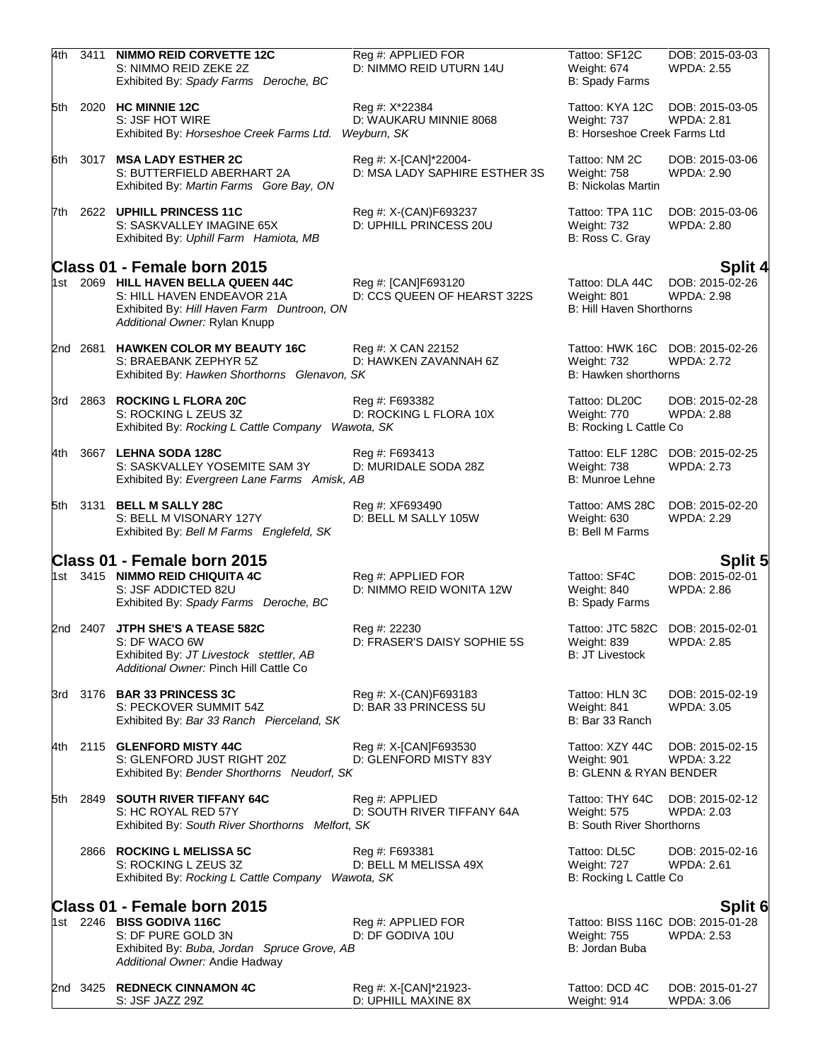| Place | No. | Name | Reg | Tattoo | DOB |
|---|---|---|---|---|---|
| 4th | 3411 | **NIMMO REID CORVETTE 12C**<br>S: NIMMO REID ZEKE 2Z<br>Exhibited By: *Spady Farms Deroche, BC* | Reg #: APPLIED FOR<br>D: NIMMO REID UTURN 14U | Tattoo: SF12C<br>Weight: 674<br>B: Spady Farms | DOB: 2015-03-03<br>WPDA: 2.55 |
| 5th | 2020 | **HC MINNIE 12C**<br>S: JSF HOT WIRE<br>Exhibited By: *Horseshoe Creek Farms Ltd. Weyburn, SK* | Reg #: X*22384<br>D: WAUKARU MINNIE 8068 | Tattoo: KYA 12C<br>Weight: 737<br>B: Horseshoe Creek Farms Ltd | DOB: 2015-03-05<br>WPDA: 2.81 |
| 6th | 3017 | **MSA LADY ESTHER 2C**<br>S: BUTTERFIELD ABERHART 2A<br>Exhibited By: *Martin Farms Gore Bay, ON* | Reg #: X-[CAN]*22004-<br>D: MSA LADY SAPHIRE ESTHER 3S | Tattoo: NM 2C<br>Weight: 758<br>B: Nickolas Martin | DOB: 2015-03-06<br>WPDA: 2.90 |
| 7th | 2622 | **UPHILL PRINCESS 11C**<br>S: SASKVALLEY IMAGINE 65X<br>Exhibited By: *Uphill Farm Hamiota, MB* | Reg #: X-(CAN)F693237<br>D: UPHILL PRINCESS 20U | Tattoo: TPA 11C<br>Weight: 732<br>B: Ross C. Gray | DOB: 2015-03-06<br>WPDA: 2.80 |

## Class 01 - Female born 2015 — Split 4

| Place | No. | Name | Reg | Tattoo | DOB |
|---|---|---|---|---|---|
| 1st | 2069 | **HILL HAVEN BELLA QUEEN 44C**<br>S: HILL HAVEN ENDEAVOR 21A<br>Exhibited By: *Hill Haven Farm Duntroon, ON*<br>*Additional Owner:* Rylan Knupp | Reg #: [CAN]F693120<br>D: CCS QUEEN OF HEARST 322S | Tattoo: DLA 44C<br>Weight: 801<br>B: Hill Haven Shorthorns | DOB: 2015-02-26<br>WPDA: 2.98 |
| 2nd | 2681 | **HAWKEN COLOR MY BEAUTY 16C**<br>S: BRAEBANK ZEPHYR 5Z<br>Exhibited By: *Hawken Shorthorns Glenavon, SK* | Reg #: X CAN 22152<br>D: HAWKEN ZAVANNAH 6Z | Tattoo: HWK 16C<br>Weight: 732<br>B: Hawken shorthorns | DOB: 2015-02-26<br>WPDA: 2.72 |
| 3rd | 2863 | **ROCKING L FLORA 20C**<br>S: ROCKING L ZEUS 3Z<br>Exhibited By: *Rocking L Cattle Company Wawota, SK* | Reg #: F693382<br>D: ROCKING L FLORA 10X | Tattoo: DL20C<br>Weight: 770<br>B: Rocking L Cattle Co | DOB: 2015-02-28<br>WPDA: 2.88 |
| 4th | 3667 | **LEHNA SODA 128C**<br>S: SASKVALLEY YOSEMITE SAM 3Y<br>Exhibited By: *Evergreen Lane Farms Amisk, AB* | Reg #: F693413<br>D: MURIDALE SODA 28Z | Tattoo: ELF 128C<br>Weight: 738<br>B: Munroe Lehne | DOB: 2015-02-25<br>WPDA: 2.73 |
| 5th | 3131 | **BELL M SALLY 28C**<br>S: BELL M VISONARY 127Y<br>Exhibited By: *Bell M Farms Englefeld, SK* | Reg #: XF693490<br>D: BELL M SALLY 105W | Tattoo: AMS 28C<br>Weight: 630<br>B: Bell M Farms | DOB: 2015-02-20<br>WPDA: 2.29 |

## Class 01 - Female born 2015 — Split 5

| Place | No. | Name | Reg | Tattoo | DOB |
|---|---|---|---|---|---|
| 1st | 3415 | **NIMMO REID CHIQUITA 4C**<br>S: JSF ADDICTED 82U<br>Exhibited By: *Spady Farms Deroche, BC* | Reg #: APPLIED FOR<br>D: NIMMO REID WONITA 12W | Tattoo: SF4C<br>Weight: 840<br>B: Spady Farms | DOB: 2015-02-01<br>WPDA: 2.86 |
| 2nd | 2407 | **JTPH SHE'S A TEASE 582C**<br>S: DF WACO 6W<br>Exhibited By: *JT Livestock stettler, AB*<br>*Additional Owner:* Pinch Hill Cattle Co | Reg #: 22230<br>D: FRASER'S DAISY SOPHIE 5S | Tattoo: JTC 582C<br>Weight: 839<br>B: JT Livestock | DOB: 2015-02-01<br>WPDA: 2.85 |
| 3rd | 3176 | **BAR 33 PRINCESS 3C**<br>S: PECKOVER SUMMIT 54Z<br>Exhibited By: *Bar 33 Ranch Pierceland, SK* | Reg #: X-(CAN)F693183<br>D: BAR 33 PRINCESS 5U | Tattoo: HLN 3C<br>Weight: 841<br>B: Bar 33 Ranch | DOB: 2015-02-19<br>WPDA: 3.05 |
| 4th | 2115 | **GLENFORD MISTY 44C**<br>S: GLENFORD JUST RIGHT 20Z<br>Exhibited By: *Bender Shorthorns Neudorf, SK* | Reg #: X-[CAN]F693530<br>D: GLENFORD MISTY 83Y | Tattoo: XZY 44C<br>Weight: 901<br>B: GLENN & RYAN BENDER | DOB: 2015-02-15<br>WPDA: 3.22 |
| 5th | 2849 | **SOUTH RIVER TIFFANY 64C**<br>S: HC ROYAL RED 57Y<br>Exhibited By: *South River Shorthorns Melfort, SK* | Reg #: APPLIED<br>D: SOUTH RIVER TIFFANY 64A | Tattoo: THY 64C<br>Weight: 575<br>B: South River Shorthorns | DOB: 2015-02-12<br>WPDA: 2.03 |
| | 2866 | **ROCKING L MELISSA 5C**<br>S: ROCKING L ZEUS 3Z<br>Exhibited By: *Rocking L Cattle Company Wawota, SK* | Reg #: F693381<br>D: BELL M MELISSA 49X | Tattoo: DL5C<br>Weight: 727<br>B: Rocking L Cattle Co | DOB: 2015-02-16<br>WPDA: 2.61 |

## Class 01 - Female born 2015 — Split 6

| Place | No. | Name | Reg | Tattoo | DOB |
|---|---|---|---|---|---|
| 1st | 2246 | **BISS GODIVA 116C**<br>S: DF PURE GOLD 3N<br>Exhibited By: *Buba, Jordan Spruce Grove, AB*<br>*Additional Owner:* Andie Hadway | Reg #: APPLIED FOR<br>D: DF GODIVA 10U | Tattoo: BISS 116C<br>Weight: 755<br>B: Jordan Buba | DOB: 2015-01-28<br>WPDA: 2.53 |
| 2nd | 3425 | **REDNECK CINNAMON 4C**<br>S: JSF JAZZ 29Z | Reg #: X-[CAN]*21923-<br>D: UPHILL MAXINE 8X | Tattoo: DCD 4C<br>Weight: 914 | DOB: 2015-01-27<br>WPDA: 3.06 |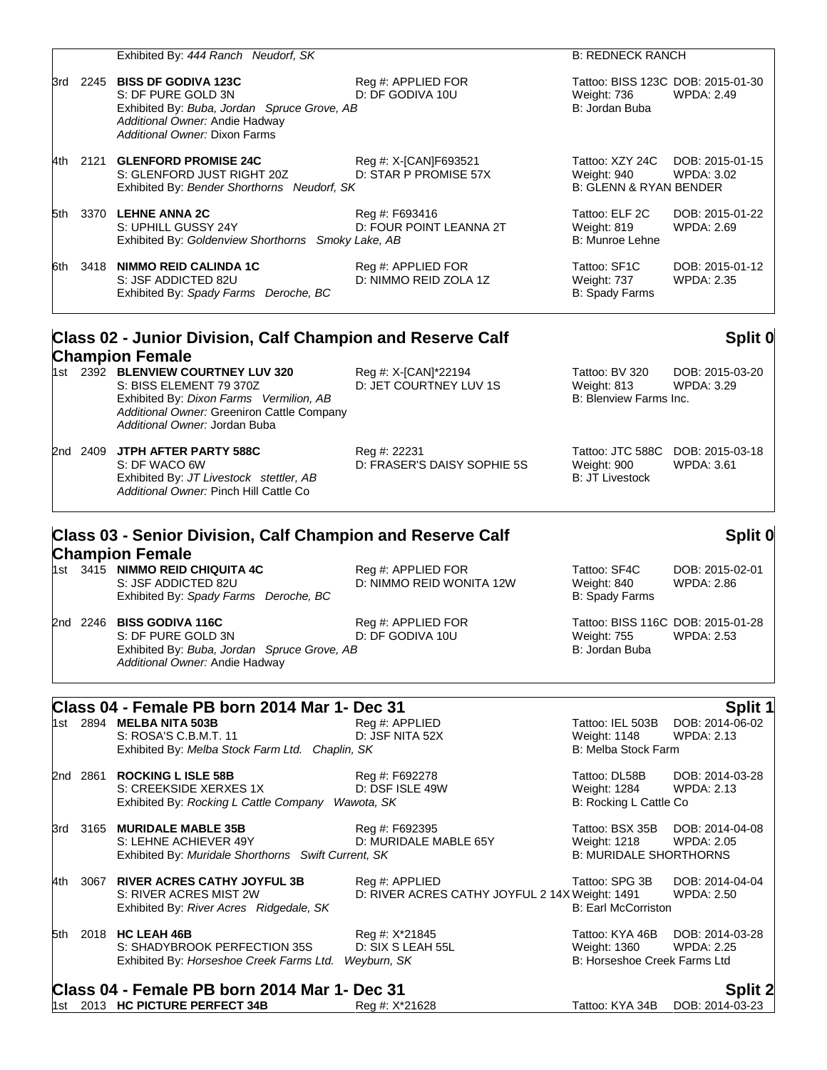Exhibited By: *444 Ranch Neudorf, SK* — B: REDNECK RANCH

3rd 2245 **BISS DF GODIVA 123C** — Reg #: APPLIED FOR — Tattoo: BISS 123C DOB: 2015-01-30
S: DF PURE GOLD 3N — D: DF GODIVA 10U — Weight: 736 WPDA: 2.49
Exhibited By: *Buba, Jordan Spruce Grove, AB* — B: Jordan Buba
*Additional Owner:* Andie Hadway
*Additional Owner:* Dixon Farms

4th 2121 **GLENFORD PROMISE 24C** — Reg #: X-[CAN]F693521 — Tattoo: XZY 24C DOB: 2015-01-15
S: GLENFORD JUST RIGHT 20Z — D: STAR P PROMISE 57X — Weight: 940 WPDA: 3.02
Exhibited By: *Bender Shorthorns Neudorf, SK* — B: GLENN & RYAN BENDER

5th 3370 **LEHNE ANNA 2C** — Reg #: F693416 — Tattoo: ELF 2C DOB: 2015-01-22
S: UPHILL GUSSY 24Y — D: FOUR POINT LEANNA 2T — Weight: 819 WPDA: 2.69
Exhibited By: *Goldenview Shorthorns Smoky Lake, AB* — B: Munroe Lehne

6th 3418 **NIMMO REID CALINDA 1C** — Reg #: APPLIED FOR — Tattoo: SF1C DOB: 2015-01-12
S: JSF ADDICTED 82U — D: NIMMO REID ZOLA 1Z — Weight: 737 WPDA: 2.35
Exhibited By: *Spady Farms Deroche, BC* — B: Spady Farms

## Class 02 - Junior Division, Calf Champion and Reserve Calf Champion Female — Split 0

1st 2392 **BLENVIEW COURTNEY LUV 320** — Reg #: X-[CAN]*22194 — Tattoo: BV 320 DOB: 2015-03-20
S: BISS ELEMENT 79 370Z — D: JET COURTNEY LUV 1S — Weight: 813 WPDA: 3.29
Exhibited By: *Dixon Farms Vermilion, AB* — B: Blenview Farms Inc.
*Additional Owner:* Greeniron Cattle Company
*Additional Owner:* Jordan Buba

2nd 2409 **JTPH AFTER PARTY 588C** — Reg #: 22231 — Tattoo: JTC 588C DOB: 2015-03-18
S: DF WACO 6W — D: FRASER'S DAISY SOPHIE 5S — Weight: 900 WPDA: 3.61
Exhibited By: *JT Livestock stettler, AB* — B: JT Livestock
*Additional Owner:* Pinch Hill Cattle Co

## Class 03 - Senior Division, Calf Champion and Reserve Calf Champion Female — Split 0

1st 3415 **NIMMO REID CHIQUITA 4C** — Reg #: APPLIED FOR — Tattoo: SF4C DOB: 2015-02-01
S: JSF ADDICTED 82U — D: NIMMO REID WONITA 12W — Weight: 840 WPDA: 2.86
Exhibited By: *Spady Farms Deroche, BC* — B: Spady Farms

2nd 2246 **BISS GODIVA 116C** — Reg #: APPLIED FOR — Tattoo: BISS 116C DOB: 2015-01-28
S: DF PURE GOLD 3N — D: DF GODIVA 10U — Weight: 755 WPDA: 2.53
Exhibited By: *Buba, Jordan Spruce Grove, AB* — B: Jordan Buba
*Additional Owner:* Andie Hadway

## Class 04 - Female PB born 2014 Mar 1- Dec 31 — Split 1

1st 2894 **MELBA NITA 503B** — Reg #: APPLIED — Tattoo: IEL 503B DOB: 2014-06-02
S: ROSA'S C.B.M.T. 11 — D: JSF NITA 52X — Weight: 1148 WPDA: 2.13
Exhibited By: *Melba Stock Farm Ltd. Chaplin, SK* — B: Melba Stock Farm

2nd 2861 **ROCKING L ISLE 58B** — Reg #: F692278 — Tattoo: DL58B DOB: 2014-03-28
S: CREEKSIDE XERXES 1X — D: DSF ISLE 49W — Weight: 1284 WPDA: 2.13
Exhibited By: *Rocking L Cattle Company Wawota, SK* — B: Rocking L Cattle Co

3rd 3165 **MURIDALE MABLE 35B** — Reg #: F692395 — Tattoo: BSX 35B DOB: 2014-04-08
S: LEHNE ACHIEVER 49Y — D: MURIDALE MABLE 65Y — Weight: 1218 WPDA: 2.05
Exhibited By: *Muridale Shorthorns Swift Current, SK* — B: MURIDALE SHORTHORNS

4th 3067 **RIVER ACRES CATHY JOYFUL 3B** — Reg #: APPLIED — Tattoo: SPG 3B DOB: 2014-04-04
S: RIVER ACRES MIST 2W — D: RIVER ACRES CATHY JOYFUL 2 14X — Weight: 1491 WPDA: 2.50
Exhibited By: *River Acres Ridgedale, SK* — B: Earl McCorriston

5th 2018 **HC LEAH 46B** — Reg #: X*21845 — Tattoo: KYA 46B DOB: 2014-03-28
S: SHADYBROOK PERFECTION 35S — D: SIX S LEAH 55L — Weight: 1360 WPDA: 2.25
Exhibited By: *Horseshoe Creek Farms Ltd. Weyburn, SK* — B: Horseshoe Creek Farms Ltd

## Class 04 - Female PB born 2014 Mar 1- Dec 31 — Split 2

1st 2013 **HC PICTURE PERFECT 34B** — Reg #: X*21628 — Tattoo: KYA 34B DOB: 2014-03-23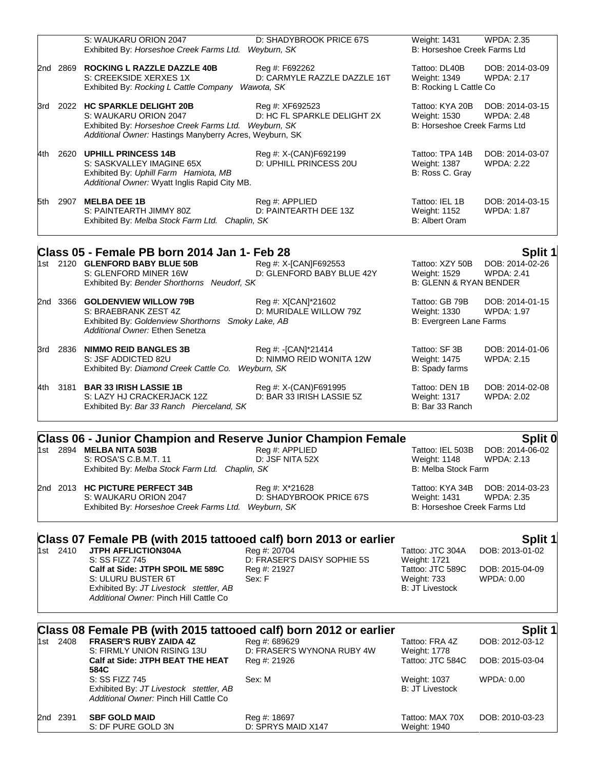| | | | | |
|---|---|---|---|---|
| | S: WAUKARU ORION 2047 | D: SHADYBROOK PRICE 67S | Weight: 1431 | WPDA: 2.35 |
| | Exhibited By: *Horseshoe Creek Farms Ltd. Weyburn, SK* | | B: Horseshoe Creek Farms Ltd | |

| Place | No. | Name | Reg | Tattoo / Weight / Breeder | DOB / WPDA |
|---|---|---|---|---|---|
| 2nd | 2869 | **ROCKING L RAZZLE DAZZLE 40B**<br>S: CREEKSIDE XERXES 1X<br>Exhibited By: *Rocking L Cattle Company Wawota, SK* | Reg #: F692262<br>D: CARMYLE RAZZLE DAZZLE 16T | Tattoo: DL40B<br>Weight: 1349<br>B: Rocking L Cattle Co | DOB: 2014-03-09<br>WPDA: 2.17 |
| 3rd | 2022 | **HC SPARKLE DELIGHT 20B**<br>S: WAUKARU ORION 2047<br>Exhibited By: *Horseshoe Creek Farms Ltd. Weyburn, SK*<br>*Additional Owner:* Hastings Manyberry Acres, Weyburn, SK | Reg #: XF692523<br>D: HC FL SPARKLE DELIGHT 2X | Tattoo: KYA 20B<br>Weight: 1530<br>B: Horseshoe Creek Farms Ltd | DOB: 2014-03-15<br>WPDA: 2.48 |
| 4th | 2620 | **UPHILL PRINCESS 14B**<br>S: SASKVALLEY IMAGINE 65X<br>Exhibited By: *Uphill Farm Hamiota, MB*<br>*Additional Owner:* Wyatt Inglis Rapid City MB. | Reg #: X-(CAN)F692199<br>D: UPHILL PRINCESS 20U | Tattoo: TPA 14B<br>Weight: 1387<br>B: Ross C. Gray | DOB: 2014-03-07<br>WPDA: 2.22 |
| 5th | 2907 | **MELBA DEE 1B**<br>S: PAINTEARTH JIMMY 80Z<br>Exhibited By: *Melba Stock Farm Ltd. Chaplin, SK* | Reg #: APPLIED<br>D: PAINTEARTH DEE 13Z | Tattoo: IEL 1B<br>Weight: 1152<br>B: Albert Oram | DOB: 2014-03-15<br>WPDA: 1.87 |

## Class 05 - Female PB born 2014 Jan 1- Feb 28 — Split 1

| Place | No. | Name | Reg | Tattoo / Weight / Breeder | DOB / WPDA |
|---|---|---|---|---|---|
| 1st | 2120 | **GLENFORD BABY BLUE 50B**<br>S: GLENFORD MINER 16W<br>Exhibited By: *Bender Shorthorns Neudorf, SK* | Reg #: X-[CAN]F692553<br>D: GLENFORD BABY BLUE 42Y | Tattoo: XZY 50B<br>Weight: 1529<br>B: GLENN & RYAN BENDER | DOB: 2014-02-26<br>WPDA: 2.41 |
| 2nd | 3366 | **GOLDENVIEW WILLOW 79B**<br>S: BRAEBRANK ZEST 4Z<br>Exhibited By: *Goldenview Shorthorns Smoky Lake, AB*<br>*Additional Owner:* Ethen Senetza | Reg #: X[CAN]*21602<br>D: MURIDALE WILLOW 79Z | Tattoo: GB 79B<br>Weight: 1330<br>B: Evergreen Lane Farms | DOB: 2014-01-15<br>WPDA: 1.97 |
| 3rd | 2836 | **NIMMO REID BANGLES 3B**<br>S: JSF ADDICTED 82U<br>Exhibited By: *Diamond Creek Cattle Co. Weyburn, SK* | Reg #: -[CAN]*21414<br>D: NIMMO REID WONITA 12W | Tattoo: SF 3B<br>Weight: 1475<br>B: Spady farms | DOB: 2014-01-06<br>WPDA: 2.15 |
| 4th | 3181 | **BAR 33 IRISH LASSIE 1B**<br>S: LAZY HJ CRACKERJACK 12Z<br>Exhibited By: *Bar 33 Ranch Pierceland, SK* | Reg #: X-(CAN)F691995<br>D: BAR 33 IRISH LASSIE 5Z | Tattoo: DEN 1B<br>Weight: 1317<br>B: Bar 33 Ranch | DOB: 2014-02-08<br>WPDA: 2.02 |

## Class 06 - Junior Champion and Reserve Junior Champion Female — Split 0

| Place | No. | Name | Reg | Tattoo / Weight / Breeder | DOB / WPDA |
|---|---|---|---|---|---|
| 1st | 2894 | **MELBA NITA 503B**<br>S: ROSA'S C.B.M.T. 11<br>Exhibited By: *Melba Stock Farm Ltd. Chaplin, SK* | Reg #: APPLIED<br>D: JSF NITA 52X | Tattoo: IEL 503B<br>Weight: 1148<br>B: Melba Stock Farm | DOB: 2014-06-02<br>WPDA: 2.13 |
| 2nd | 2013 | **HC PICTURE PERFECT 34B**<br>S: WAUKARU ORION 2047<br>Exhibited By: *Horseshoe Creek Farms Ltd. Weyburn, SK* | Reg #: X*21628<br>D: SHADYBROOK PRICE 67S | Tattoo: KYA 34B<br>Weight: 1431<br>B: Horseshoe Creek Farms Ltd | DOB: 2014-03-23<br>WPDA: 2.35 |

## Class 07 Female PB (with 2015 tattooed calf) born 2013 or earlier — Split 1

| Place | No. | Name | Reg | Tattoo / Weight / Breeder | DOB / WPDA |
|---|---|---|---|---|---|
| 1st | 2410 | **JTPH AFFLICTION304A**<br>S: SS FIZZ 745<br>**Calf at Side: JTPH SPOIL ME 589C**<br>S: ULURU BUSTER 6T<br>Exhibited By: *JT Livestock stettler, AB*<br>*Additional Owner:* Pinch Hill Cattle Co | Reg #: 20704<br>D: FRASER'S DAISY SOPHIE 5S<br>Reg #: 21927<br>Sex: F | Tattoo: JTC 304A<br>Weight: 1721<br>Tattoo: JTC 589C<br>Weight: 733<br>B: JT Livestock | DOB: 2013-01-02<br><br>DOB: 2015-04-09<br>WPDA: 0.00 |

## Class 08 Female PB (with 2015 tattooed calf) born 2012 or earlier — Split 1

| Place | No. | Name | Reg | Tattoo / Weight / Breeder | DOB / WPDA |
|---|---|---|---|---|---|
| 1st | 2408 | **FRASER'S RUBY ZAIDA 4Z**<br>S: FIRMLY UNION RISING 13U<br>**Calf at Side: JTPH BEAT THE HEAT 584C**<br>S: SS FIZZ 745<br>Exhibited By: *JT Livestock stettler, AB*<br>*Additional Owner:* Pinch Hill Cattle Co | Reg #: 689629<br>D: FRASER'S WYNONA RUBY 4W<br>Reg #: 21926<br>Sex: M | Tattoo: FRA 4Z<br>Weight: 1778<br>Tattoo: JTC 584C<br>Weight: 1037<br>B: JT Livestock | DOB: 2012-03-12<br><br>DOB: 2015-03-04<br>WPDA: 0.00 |
| 2nd | 2391 | **SBF GOLD MAID**<br>S: DF PURE GOLD 3N | Reg #: 18697<br>D: SPRYS MAID X147 | Tattoo: MAX 70X<br>Weight: 1940 | DOB: 2010-03-23 |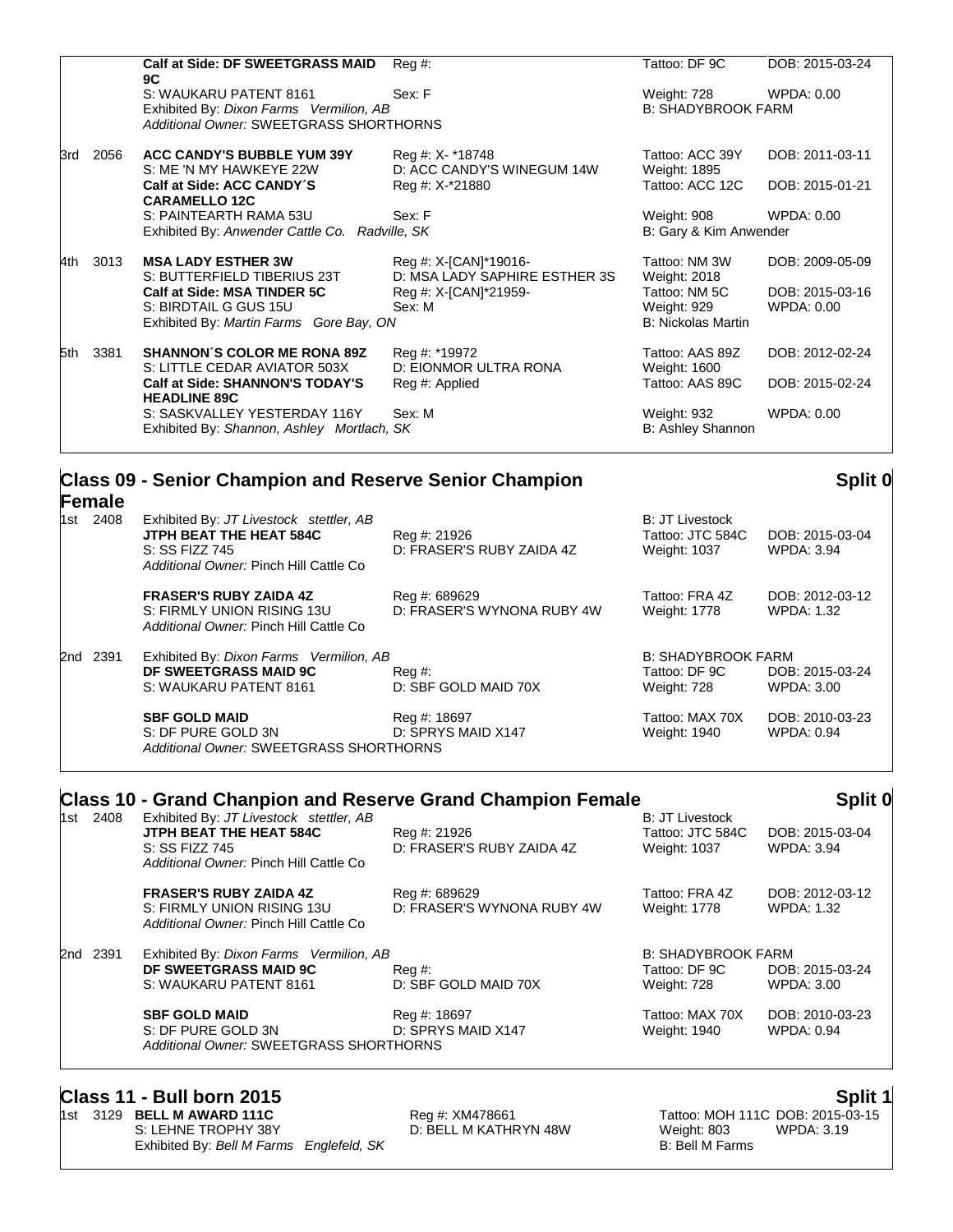| | | | | | |
|---|---|---|---|---|---|
| | | **Calf at Side: DF SWEETGRASS MAID 9C** | Reg #: | Tattoo: DF 9C | DOB: 2015-03-24 |
| | | S: WAUKARU PATENT 8161 | Sex: F | Weight: 728 | WPDA: 0.00 |
| | | Exhibited By: *Dixon Farms Vermilion, AB* | | B: SHADYBROOK FARM | |
| | | *Additional Owner:* SWEETGRASS SHORTHORNS | | | |
| 3rd | 2056 | **ACC CANDY'S BUBBLE YUM 39Y** | Reg #: X- *18748 | Tattoo: ACC 39Y | DOB: 2011-03-11 |
| | | S: ME 'N MY HAWKEYE 22W | D: ACC CANDY'S WINEGUM 14W | Weight: 1895 | |
| | | **Calf at Side: ACC CANDY´S CARAMELLO 12C** | Reg #: X-*21880 | Tattoo: ACC 12C | DOB: 2015-01-21 |
| | | S: PAINTEARTH RAMA 53U | Sex: F | Weight: 908 | WPDA: 0.00 |
| | | Exhibited By: *Anwender Cattle Co. Radville, SK* | | B: Gary & Kim Anwender | |
| 4th | 3013 | **MSA LADY ESTHER 3W** | Reg #: X-[CAN]*19016- | Tattoo: NM 3W | DOB: 2009-05-09 |
| | | S: BUTTERFIELD TIBERIUS 23T | D: MSA LADY SAPHIRE ESTHER 3S | Weight: 2018 | |
| | | **Calf at Side: MSA TINDER 5C** | Reg #: X-[CAN]*21959- | Tattoo: NM 5C | DOB: 2015-03-16 |
| | | S: BIRDTAIL G GUS 15U | Sex: M | Weight: 929 | WPDA: 0.00 |
| | | Exhibited By: *Martin Farms Gore Bay, ON* | | B: Nickolas Martin | |
| 5th | 3381 | **SHANNON´S COLOR ME RONA 89Z** | Reg #: *19972 | Tattoo: AAS 89Z | DOB: 2012-02-24 |
| | | S: LITTLE CEDAR AVIATOR 503X | D: EIONMOR ULTRA RONA | Weight: 1600 | |
| | | **Calf at Side: SHANNON'S TODAY'S HEADLINE 89C** | Reg #: Applied | Tattoo: AAS 89C | DOB: 2015-02-24 |
| | | S: SASKVALLEY YESTERDAY 116Y | Sex: M | Weight: 932 | WPDA: 0.00 |
| | | Exhibited By: *Shannon, Ashley Mortlach, SK* | | B: Ashley Shannon | |

## Class 09 - Senior Champion and Reserve Senior Champion Female — Split 0

| | | | | | |
|---|---|---|---|---|---|
| 1st | 2408 | Exhibited By: *JT Livestock stettler, AB* | | B: JT Livestock | |
| | | **JTPH BEAT THE HEAT 584C** | Reg #: 21926 | Tattoo: JTC 584C | DOB: 2015-03-04 |
| | | S: SS FIZZ 745 | D: FRASER'S RUBY ZAIDA 4Z | Weight: 1037 | WPDA: 3.94 |
| | | *Additional Owner:* Pinch Hill Cattle Co | | | |
| | | **FRASER'S RUBY ZAIDA 4Z** | Reg #: 689629 | Tattoo: FRA 4Z | DOB: 2012-03-12 |
| | | S: FIRMLY UNION RISING 13U | D: FRASER'S WYNONA RUBY 4W | Weight: 1778 | WPDA: 1.32 |
| | | *Additional Owner:* Pinch Hill Cattle Co | | | |
| 2nd | 2391 | Exhibited By: *Dixon Farms Vermilion, AB* | | B: SHADYBROOK FARM | |
| | | **DF SWEETGRASS MAID 9C** | Reg #: | Tattoo: DF 9C | DOB: 2015-03-24 |
| | | S: WAUKARU PATENT 8161 | D: SBF GOLD MAID 70X | Weight: 728 | WPDA: 3.00 |
| | | **SBF GOLD MAID** | Reg #: 18697 | Tattoo: MAX 70X | DOB: 2010-03-23 |
| | | S: DF PURE GOLD 3N | D: SPRYS MAID X147 | Weight: 1940 | WPDA: 0.94 |
| | | *Additional Owner:* SWEETGRASS SHORTHORNS | | | |

## Class 10 - Grand Chanpion and Reserve Grand Champion Female — Split 0

| | | | | | |
|---|---|---|---|---|---|
| 1st | 2408 | Exhibited By: *JT Livestock stettler, AB* | | B: JT Livestock | |
| | | **JTPH BEAT THE HEAT 584C** | Reg #: 21926 | Tattoo: JTC 584C | DOB: 2015-03-04 |
| | | S: SS FIZZ 745 | D: FRASER'S RUBY ZAIDA 4Z | Weight: 1037 | WPDA: 3.94 |
| | | *Additional Owner:* Pinch Hill Cattle Co | | | |
| | | **FRASER'S RUBY ZAIDA 4Z** | Reg #: 689629 | Tattoo: FRA 4Z | DOB: 2012-03-12 |
| | | S: FIRMLY UNION RISING 13U | D: FRASER'S WYNONA RUBY 4W | Weight: 1778 | WPDA: 1.32 |
| | | *Additional Owner:* Pinch Hill Cattle Co | | | |
| 2nd | 2391 | Exhibited By: *Dixon Farms Vermilion, AB* | | B: SHADYBROOK FARM | |
| | | **DF SWEETGRASS MAID 9C** | Reg #: | Tattoo: DF 9C | DOB: 2015-03-24 |
| | | S: WAUKARU PATENT 8161 | D: SBF GOLD MAID 70X | Weight: 728 | WPDA: 3.00 |
| | | **SBF GOLD MAID** | Reg #: 18697 | Tattoo: MAX 70X | DOB: 2010-03-23 |
| | | S: DF PURE GOLD 3N | D: SPRYS MAID X147 | Weight: 1940 | WPDA: 0.94 |
| | | *Additional Owner:* SWEETGRASS SHORTHORNS | | | |

## Class 11 - Bull born 2015 — Split 1

| | | | | | |
|---|---|---|---|---|---|
| 1st | 3129 | **BELL M AWARD 111C** | Reg #: XM478661 | Tattoo: MOH 111C | DOB: 2015-03-15 |
| | | S: LEHNE TROPHY 38Y | D: BELL M KATHRYN 48W | Weight: 803 | WPDA: 3.19 |
| | | Exhibited By: *Bell M Farms Englefeld, SK* | | B: Bell M Farms | |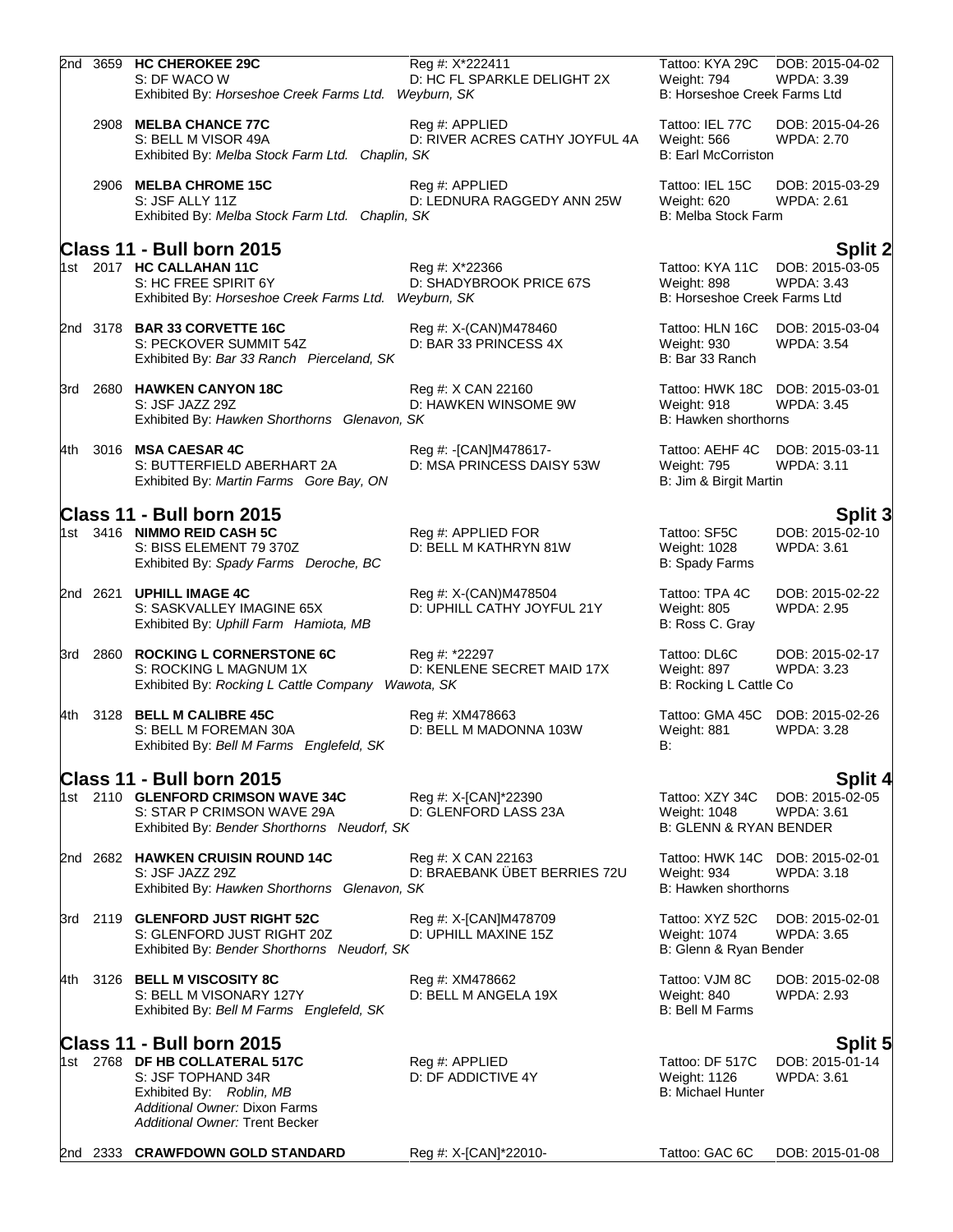2nd 3659 **HC CHEROKEE 29C** Reg #: X*222411 Tattoo: KYA 29C DOB: 2015-04-02
S: DF WACO W D: HC FL SPARKLE DELIGHT 2X Weight: 794 WPDA: 3.39
Exhibited By: *Horseshoe Creek Farms Ltd. Weyburn, SK* B: Horseshoe Creek Farms Ltd

2908 **MELBA CHANCE 77C** Reg #: APPLIED Tattoo: IEL 77C DOB: 2015-04-26
S: BELL M VISOR 49A D: RIVER ACRES CATHY JOYFUL 4A Weight: 566 WPDA: 2.70
Exhibited By: *Melba Stock Farm Ltd. Chaplin, SK* B: Earl McCorriston

2906 **MELBA CHROME 15C** Reg #: APPLIED Tattoo: IEL 15C DOB: 2015-03-29
S: JSF ALLY 11Z D: LEDNURA RAGGEDY ANN 25W Weight: 620 WPDA: 2.61
Exhibited By: *Melba Stock Farm Ltd. Chaplin, SK* B: Melba Stock Farm

## Class 11 - Bull born 2015 — Split 2

1st 2017 **HC CALLAHAN 11C** Reg #: X*22366 Tattoo: KYA 11C DOB: 2015-03-05
S: HC FREE SPIRIT 6Y D: SHADYBROOK PRICE 67S Weight: 898 WPDA: 3.43
Exhibited By: *Horseshoe Creek Farms Ltd. Weyburn, SK* B: Horseshoe Creek Farms Ltd

2nd 3178 **BAR 33 CORVETTE 16C** Reg #: X-(CAN)M478460 Tattoo: HLN 16C DOB: 2015-03-04
S: PECKOVER SUMMIT 54Z D: BAR 33 PRINCESS 4X Weight: 930 WPDA: 3.54
Exhibited By: *Bar 33 Ranch Pierceland, SK* B: Bar 33 Ranch

3rd 2680 **HAWKEN CANYON 18C** Reg #: X CAN 22160 Tattoo: HWK 18C DOB: 2015-03-01
S: JSF JAZZ 29Z D: HAWKEN WINSOME 9W Weight: 918 WPDA: 3.45
Exhibited By: *Hawken Shorthorns Glenavon, SK* B: Hawken shorthorns

4th 3016 **MSA CAESAR 4C** Reg #: -[CAN]M478617- Tattoo: AEHF 4C DOB: 2015-03-11
S: BUTTERFIELD ABERHART 2A D: MSA PRINCESS DAISY 53W Weight: 795 WPDA: 3.11
Exhibited By: *Martin Farms Gore Bay, ON* B: Jim & Birgit Martin

## Class 11 - Bull born 2015 — Split 3

1st 3416 **NIMMO REID CASH 5C** Reg #: APPLIED FOR Tattoo: SF5C DOB: 2015-02-10
S: BISS ELEMENT 79 370Z D: BELL M KATHRYN 81W Weight: 1028 WPDA: 3.61
Exhibited By: *Spady Farms Deroche, BC* B: Spady Farms

2nd 2621 **UPHILL IMAGE 4C** Reg #: X-(CAN)M478504 Tattoo: TPA 4C DOB: 2015-02-22
S: SASKVALLEY IMAGINE 65X D: UPHILL CATHY JOYFUL 21Y Weight: 805 WPDA: 2.95
Exhibited By: *Uphill Farm Hamiota, MB* B: Ross C. Gray

3rd 2860 **ROCKING L CORNERSTONE 6C** Reg #: *22297 Tattoo: DL6C DOB: 2015-02-17
S: ROCKING L MAGNUM 1X D: KENLENE SECRET MAID 17X Weight: 897 WPDA: 3.23
Exhibited By: *Rocking L Cattle Company Wawota, SK* B: Rocking L Cattle Co

4th 3128 **BELL M CALIBRE 45C** Reg #: XM478663 Tattoo: GMA 45C DOB: 2015-02-26
S: BELL M FOREMAN 30A D: BELL M MADONNA 103W Weight: 881 WPDA: 3.28
Exhibited By: *Bell M Farms Englefeld, SK* B:

## Class 11 - Bull born 2015 — Split 4

1st 2110 **GLENFORD CRIMSON WAVE 34C** Reg #: X-[CAN]*22390 Tattoo: XZY 34C DOB: 2015-02-05
S: STAR P CRIMSON WAVE 29A D: GLENFORD LASS 23A Weight: 1048 WPDA: 3.61
Exhibited By: *Bender Shorthorns Neudorf, SK* B: GLENN & RYAN BENDER

2nd 2682 **HAWKEN CRUISIN ROUND 14C** Reg #: X CAN 22163 Tattoo: HWK 14C DOB: 2015-02-01
S: JSF JAZZ 29Z D: BRAEBANK ÜBET BERRIES 72U Weight: 934 WPDA: 3.18
Exhibited By: *Hawken Shorthorns Glenavon, SK* B: Hawken shorthorns

3rd 2119 **GLENFORD JUST RIGHT 52C** Reg #: X-[CAN]M478709 Tattoo: XYZ 52C DOB: 2015-02-01
S: GLENFORD JUST RIGHT 20Z D: UPHILL MAXINE 15Z Weight: 1074 WPDA: 3.65
Exhibited By: *Bender Shorthorns Neudorf, SK* B: Glenn & Ryan Bender

4th 3126 **BELL M VISCOSITY 8C** Reg #: XM478662 Tattoo: VJM 8C DOB: 2015-02-08
S: BELL M VISONARY 127Y D: BELL M ANGELA 19X Weight: 840 WPDA: 2.93
Exhibited By: *Bell M Farms Englefeld, SK* B: Bell M Farms

## Class 11 - Bull born 2015 — Split 5

1st 2768 **DF HB COLLATERAL 517C** Reg #: APPLIED Tattoo: DF 517C DOB: 2015-01-14
S: JSF TOPHAND 34R D: DF ADDICTIVE 4Y Weight: 1126 WPDA: 3.61
Exhibited By: *Roblin, MB* B: Michael Hunter
*Additional Owner:* Dixon Farms
*Additional Owner:* Trent Becker

2nd 2333 **CRAWFDOWN GOLD STANDARD** Reg #: X-[CAN]*22010- Tattoo: GAC 6C DOB: 2015-01-08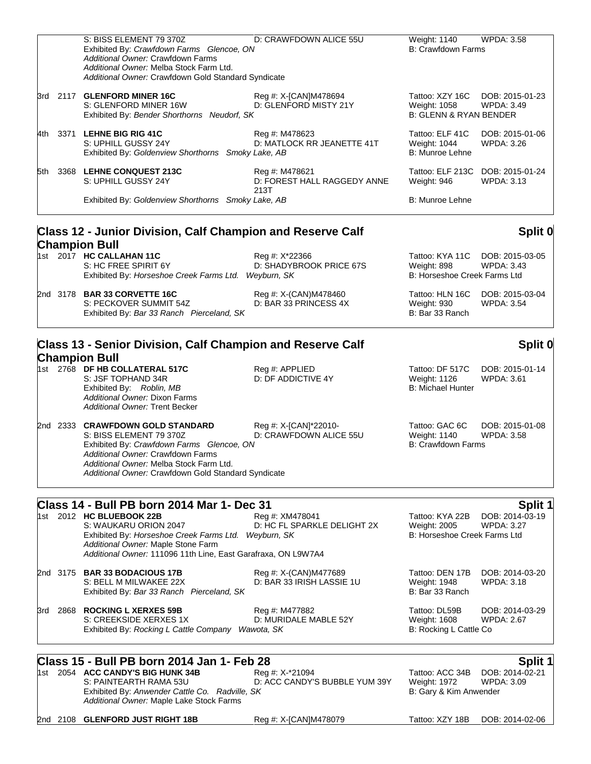| | | | | | |
|---|---|---|---|---|---|
| | | S: BISS ELEMENT 79 370Z<br>Exhibited By: *Crawfdown Farms Glencoe, ON*<br>*Additional Owner:* Crawfdown Farms<br>*Additional Owner:* Melba Stock Farm Ltd.<br>*Additional Owner:* Crawfdown Gold Standard Syndicate | D: CRAWFDOWN ALICE 55U | Weight: 1140<br>B: Crawfdown Farms | WPDA: 3.58 |
| 3rd | 2117 | **GLENFORD MINER 16C**<br>S: GLENFORD MINER 16W<br>Exhibited By: *Bender Shorthorns Neudorf, SK* | Reg #: X-[CAN]M478694<br>D: GLENFORD MISTY 21Y | Tattoo: XZY 16C<br>Weight: 1058<br>B: GLENN & RYAN BENDER | DOB: 2015-01-23<br>WPDA: 3.49 |
| 4th | 3371 | **LEHNE BIG RIG 41C**<br>S: UPHILL GUSSY 24Y<br>Exhibited By: *Goldenview Shorthorns Smoky Lake, AB* | Reg #: M478623<br>D: MATLOCK RR JEANETTE 41T | Tattoo: ELF 41C<br>Weight: 1044<br>B: Munroe Lehne | DOB: 2015-01-06<br>WPDA: 3.26 |
| 5th | 3368 | **LEHNE CONQUEST 213C**<br>S: UPHILL GUSSY 24Y<br>Exhibited By: *Goldenview Shorthorns Smoky Lake, AB* | Reg #: M478621<br>D: FOREST HALL RAGGEDY ANNE 213T | Tattoo: ELF 213C<br>Weight: 946<br>B: Munroe Lehne | DOB: 2015-01-24<br>WPDA: 3.13 |

## Class 12 - Junior Division, Calf Champion and Reserve Calf Champion Bull — Split 0

| | | | | | |
|---|---|---|---|---|---|
| 1st | 2017 | **HC CALLAHAN 11C**<br>S: HC FREE SPIRIT 6Y<br>Exhibited By: *Horseshoe Creek Farms Ltd. Weyburn, SK* | Reg #: X*22366<br>D: SHADYBROOK PRICE 67S | Tattoo: KYA 11C<br>Weight: 898<br>B: Horseshoe Creek Farms Ltd | DOB: 2015-03-05<br>WPDA: 3.43 |
| 2nd | 3178 | **BAR 33 CORVETTE 16C**<br>S: PECKOVER SUMMIT 54Z<br>Exhibited By: *Bar 33 Ranch Pierceland, SK* | Reg #: X-(CAN)M478460<br>D: BAR 33 PRINCESS 4X | Tattoo: HLN 16C<br>Weight: 930<br>B: Bar 33 Ranch | DOB: 2015-03-04<br>WPDA: 3.54 |

## Class 13 - Senior Division, Calf Champion and Reserve Calf Champion Bull — Split 0

| | | | | | |
|---|---|---|---|---|---|
| 1st | 2768 | **DF HB COLLATERAL 517C**<br>S: JSF TOPHAND 34R<br>Exhibited By: *Roblin, MB*<br>*Additional Owner:* Dixon Farms<br>*Additional Owner:* Trent Becker | Reg #: APPLIED<br>D: DF ADDICTIVE 4Y | Tattoo: DF 517C<br>Weight: 1126<br>B: Michael Hunter | DOB: 2015-01-14<br>WPDA: 3.61 |
| 2nd | 2333 | **CRAWFDOWN GOLD STANDARD**<br>S: BISS ELEMENT 79 370Z<br>Exhibited By: *Crawfdown Farms Glencoe, ON*<br>*Additional Owner:* Crawfdown Farms<br>*Additional Owner:* Melba Stock Farm Ltd.<br>*Additional Owner:* Crawfdown Gold Standard Syndicate | Reg #: X-[CAN]*22010-<br>D: CRAWFDOWN ALICE 55U | Tattoo: GAC 6C<br>Weight: 1140<br>B: Crawfdown Farms | DOB: 2015-01-08<br>WPDA: 3.58 |

## Class 14 - Bull PB born 2014 Mar 1- Dec 31 — Split 1

| | | | | | |
|---|---|---|---|---|---|
| 1st | 2012 | **HC BLUEBOOK 22B**<br>S: WAUKARU ORION 2047<br>Exhibited By: *Horseshoe Creek Farms Ltd. Weyburn, SK*<br>*Additional Owner:* Maple Stone Farm<br>*Additional Owner:* 111096 11th Line, East Garafraxa, ON L9W7A4 | Reg #: XM478041<br>D: HC FL SPARKLE DELIGHT 2X | Tattoo: KYA 22B<br>Weight: 2005<br>B: Horseshoe Creek Farms Ltd | DOB: 2014-03-19<br>WPDA: 3.27 |
| 2nd | 3175 | **BAR 33 BODACIOUS 17B**<br>S: BELL M MILWAKEE 22X<br>Exhibited By: *Bar 33 Ranch Pierceland, SK* | Reg #: X-(CAN)M477689<br>D: BAR 33 IRISH LASSIE 1U | Tattoo: DEN 17B<br>Weight: 1948<br>B: Bar 33 Ranch | DOB: 2014-03-20<br>WPDA: 3.18 |
| 3rd | 2868 | **ROCKING L XERXES 59B**<br>S: CREEKSIDE XERXES 1X<br>Exhibited By: *Rocking L Cattle Company Wawota, SK* | Reg #: M477882<br>D: MURIDALE MABLE 52Y | Tattoo: DL59B<br>Weight: 1608<br>B: Rocking L Cattle Co | DOB: 2014-03-29<br>WPDA: 2.67 |

## Class 15 - Bull PB born 2014 Jan 1- Feb 28 — Split 1

| | | | | | |
|---|---|---|---|---|---|
| 1st | 2054 | **ACC CANDY'S BIG HUNK 34B**<br>S: PAINTEARTH RAMA 53U<br>Exhibited By: *Anwender Cattle Co. Radville, SK*<br>*Additional Owner:* Maple Lake Stock Farms | Reg #: X-*21094<br>D: ACC CANDY'S BUBBLE YUM 39Y | Tattoo: ACC 34B<br>Weight: 1972<br>B: Gary & Kim Anwender | DOB: 2014-02-21<br>WPDA: 3.09 |
| 2nd | 2108 | **GLENFORD JUST RIGHT 18B** | Reg #: X-[CAN]M478079 | Tattoo: XZY 18B | DOB: 2014-02-06 |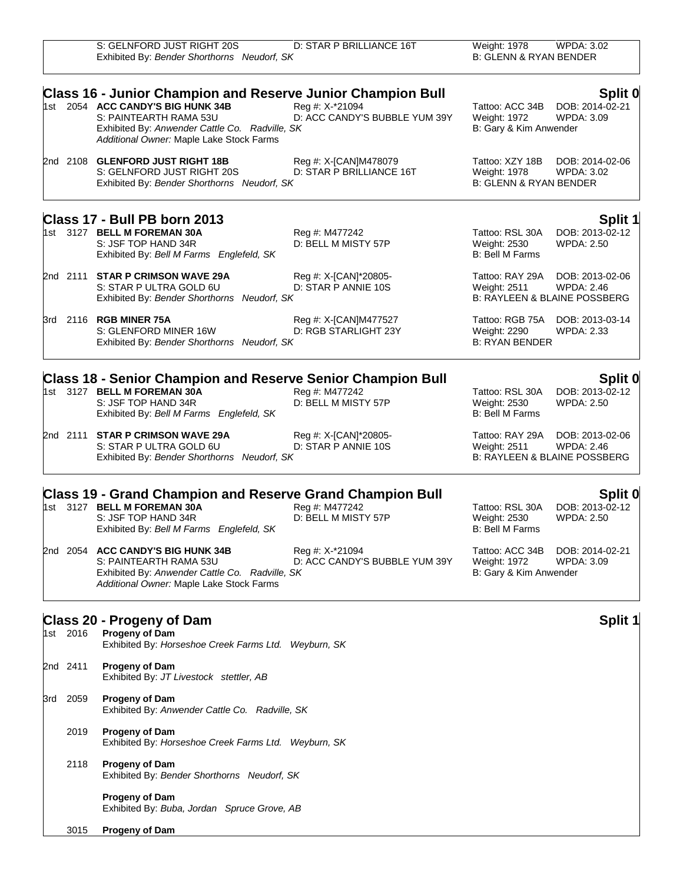S: GELNFORD JUST RIGHT 20S | D: STAR P BRILLIANCE 16T | Weight: 1978 | WPDA: 3.02
Exhibited By: *Bender Shorthorns Neudorf, SK* | B: GLENN & RYAN BENDER

## Class 16 - Junior Champion and Reserve Junior Champion Bull — Split 0

1st 2054 **ACC CANDY'S BIG HUNK 34B** | Reg #: X-*21094 | Tattoo: ACC 34B | DOB: 2014-02-21
S: PAINTEARTH RAMA 53U | D: ACC CANDY'S BUBBLE YUM 39Y | Weight: 1972 | WPDA: 3.09
Exhibited By: *Anwender Cattle Co. Radville, SK* | B: Gary & Kim Anwender
*Additional Owner:* Maple Lake Stock Farms

2nd 2108 **GLENFORD JUST RIGHT 18B** | Reg #: X-[CAN]M478079 | Tattoo: XZY 18B | DOB: 2014-02-06
S: GELNFORD JUST RIGHT 20S | D: STAR P BRILLIANCE 16T | Weight: 1978 | WPDA: 3.02
Exhibited By: *Bender Shorthorns Neudorf, SK* | B: GLENN & RYAN BENDER

## Class 17 - Bull PB born 2013 — Split 1

1st 3127 **BELL M FOREMAN 30A** | Reg #: M477242 | Tattoo: RSL 30A | DOB: 2013-02-12
S: JSF TOP HAND 34R | D: BELL M MISTY 57P | Weight: 2530 | WPDA: 2.50
Exhibited By: *Bell M Farms Englefeld, SK* | B: Bell M Farms

2nd 2111 **STAR P CRIMSON WAVE 29A** | Reg #: X-[CAN]*20805- | Tattoo: RAY 29A | DOB: 2013-02-06
S: STAR P ULTRA GOLD 6U | D: STAR P ANNIE 10S | Weight: 2511 | WPDA: 2.46
Exhibited By: *Bender Shorthorns Neudorf, SK* | B: RAYLEEN & BLAINE POSSBERG

3rd 2116 **RGB MINER 75A** | Reg #: X-[CAN]M477527 | Tattoo: RGB 75A | DOB: 2013-03-14
S: GLENFORD MINER 16W | D: RGB STARLIGHT 23Y | Weight: 2290 | WPDA: 2.33
Exhibited By: *Bender Shorthorns Neudorf, SK* | B: RYAN BENDER

## Class 18 - Senior Champion and Reserve Senior Champion Bull — Split 0

1st 3127 **BELL M FOREMAN 30A** | Reg #: M477242 | Tattoo: RSL 30A | DOB: 2013-02-12
S: JSF TOP HAND 34R | D: BELL M MISTY 57P | Weight: 2530 | WPDA: 2.50
Exhibited By: *Bell M Farms Englefeld, SK* | B: Bell M Farms

2nd 2111 **STAR P CRIMSON WAVE 29A** | Reg #: X-[CAN]*20805- | Tattoo: RAY 29A | DOB: 2013-02-06
S: STAR P ULTRA GOLD 6U | D: STAR P ANNIE 10S | Weight: 2511 | WPDA: 2.46
Exhibited By: *Bender Shorthorns Neudorf, SK* | B: RAYLEEN & BLAINE POSSBERG

## Class 19 - Grand Champion and Reserve Grand Champion Bull — Split 0

1st 3127 **BELL M FOREMAN 30A** | Reg #: M477242 | Tattoo: RSL 30A | DOB: 2013-02-12
S: JSF TOP HAND 34R | D: BELL M MISTY 57P | Weight: 2530 | WPDA: 2.50
Exhibited By: *Bell M Farms Englefeld, SK* | B: Bell M Farms

2nd 2054 **ACC CANDY'S BIG HUNK 34B** | Reg #: X-*21094 | Tattoo: ACC 34B | DOB: 2014-02-21
S: PAINTEARTH RAMA 53U | D: ACC CANDY'S BUBBLE YUM 39Y | Weight: 1972 | WPDA: 3.09
Exhibited By: *Anwender Cattle Co. Radville, SK* | B: Gary & Kim Anwender
*Additional Owner:* Maple Lake Stock Farms

## Class 20 - Progeny of Dam — Split 1

1st 2016 **Progeny of Dam**
Exhibited By: *Horseshoe Creek Farms Ltd. Weyburn, SK*

2nd 2411 **Progeny of Dam**
Exhibited By: *JT Livestock stettler, AB*

3rd 2059 **Progeny of Dam**
Exhibited By: *Anwender Cattle Co. Radville, SK*

2019 **Progeny of Dam**
Exhibited By: *Horseshoe Creek Farms Ltd. Weyburn, SK*

2118 **Progeny of Dam**
Exhibited By: *Bender Shorthorns Neudorf, SK*

**Progeny of Dam**
Exhibited By: *Buba, Jordan Spruce Grove, AB*

3015 **Progeny of Dam**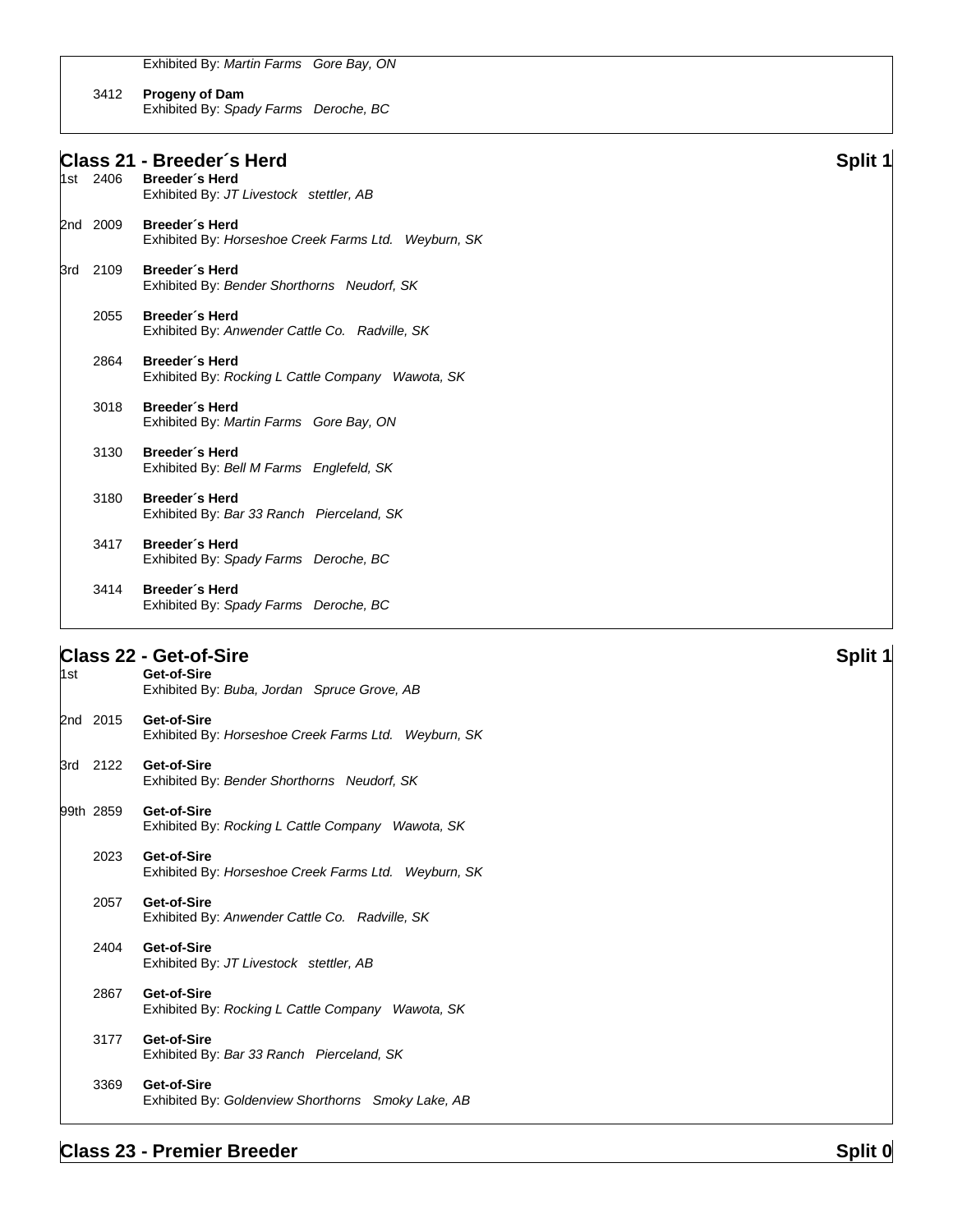Exhibited By: *Martin Farms   Gore Bay, ON*

3412 **Progeny of Dam**
Exhibited By: *Spady Farms   Deroche, BC*

## Class 21 - Breeder´s Herd — Split 1

1st 2406 **Breeder´s Herd**
Exhibited By: *JT Livestock   stettler, AB*

2nd 2009 **Breeder´s Herd**
Exhibited By: *Horseshoe Creek Farms Ltd.   Weyburn, SK*

3rd 2109 **Breeder´s Herd**
Exhibited By: *Bender Shorthorns   Neudorf, SK*

2055 **Breeder´s Herd**
Exhibited By: *Anwender Cattle Co.   Radville, SK*

2864 **Breeder´s Herd**
Exhibited By: *Rocking L Cattle Company   Wawota, SK*

3018 **Breeder´s Herd**
Exhibited By: *Martin Farms   Gore Bay, ON*

3130 **Breeder´s Herd**
Exhibited By: *Bell M Farms   Englefeld, SK*

3180 **Breeder´s Herd**
Exhibited By: *Bar 33 Ranch   Pierceland, SK*

3417 **Breeder´s Herd**
Exhibited By: *Spady Farms   Deroche, BC*

3414 **Breeder´s Herd**
Exhibited By: *Spady Farms   Deroche, BC*

## Class 22 - Get-of-Sire — Split 1

1st **Get-of-Sire**
Exhibited By: *Buba, Jordan   Spruce Grove, AB*

2nd 2015 **Get-of-Sire**
Exhibited By: *Horseshoe Creek Farms Ltd.   Weyburn, SK*

3rd 2122 **Get-of-Sire**
Exhibited By: *Bender Shorthorns   Neudorf, SK*

99th 2859 **Get-of-Sire**
Exhibited By: *Rocking L Cattle Company   Wawota, SK*

2023 **Get-of-Sire**
Exhibited By: *Horseshoe Creek Farms Ltd.   Weyburn, SK*

2057 **Get-of-Sire**
Exhibited By: *Anwender Cattle Co.   Radville, SK*

2404 **Get-of-Sire**
Exhibited By: *JT Livestock   stettler, AB*

2867 **Get-of-Sire**
Exhibited By: *Rocking L Cattle Company   Wawota, SK*

3177 **Get-of-Sire**
Exhibited By: *Bar 33 Ranch   Pierceland, SK*

3369 **Get-of-Sire**
Exhibited By: *Goldenview Shorthorns   Smoky Lake, AB*

## Class 23 - Premier Breeder — Split 0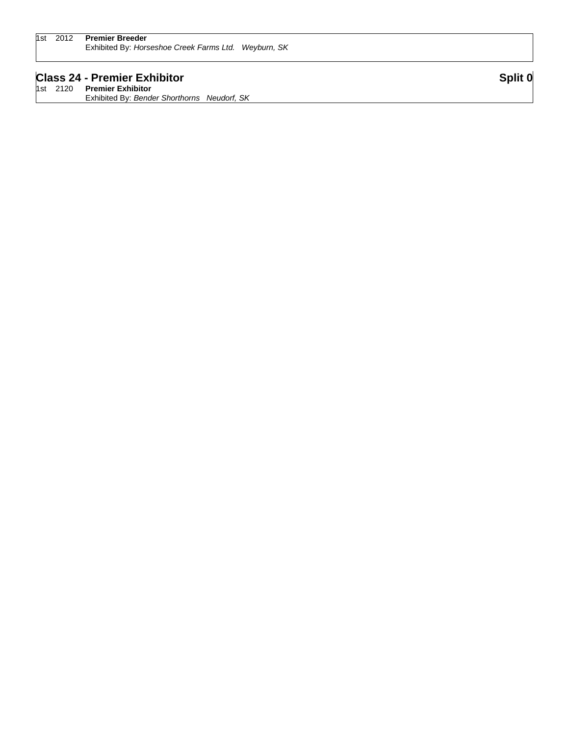1st 2012 **Premier Breeder**
Exhibited By: *Horseshoe Creek Farms Ltd. Weyburn, SK*

## Class 24 - Premier Exhibitor **Split 0**

1st 2120 **Premier Exhibitor**
Exhibited By: *Bender Shorthorns Neudorf, SK*